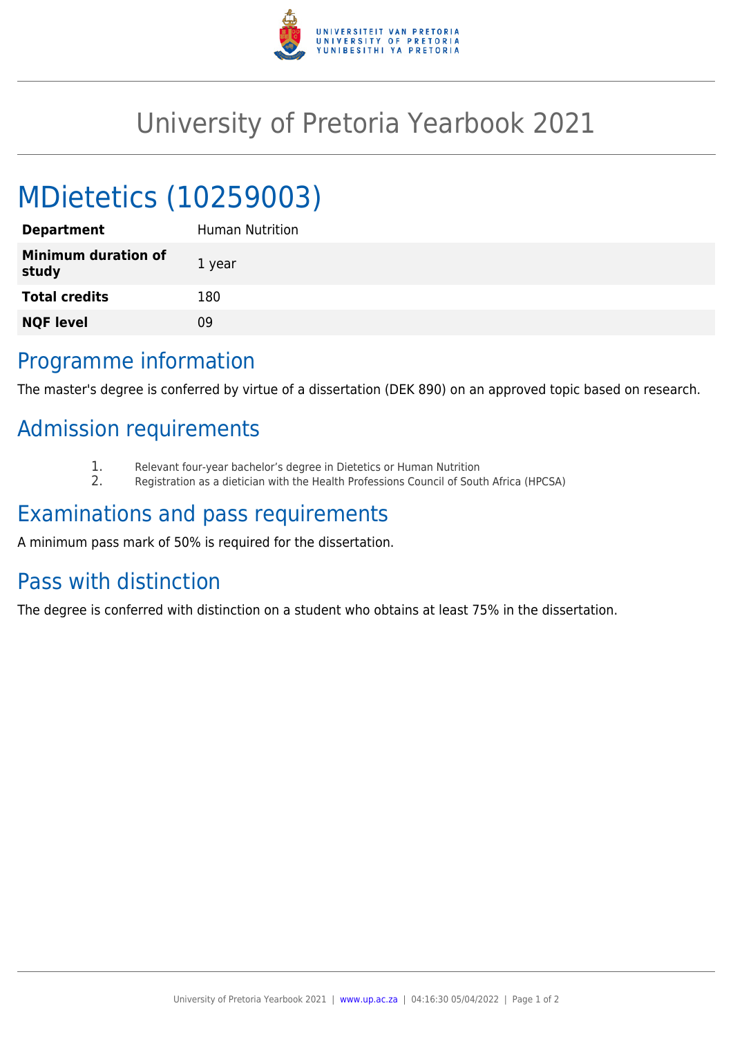# University of Pretoria Yearbook 2021

## MDietetics (10259003)

| | |
|---|---|
| **Department** | Human Nutrition |
| **Minimum duration of study** | 1 year |
| **Total credits** | 180 |
| **NQF level** | 09 |

## Programme information

The master's degree is conferred by virtue of a dissertation (DEK 890) on an approved topic based on research.

## Admission requirements

1. Relevant four-year bachelor's degree in Dietetics or Human Nutrition
2. Registration as a dietician with the Health Professions Council of South Africa (HPCSA)

## Examinations and pass requirements

A minimum pass mark of 50% is required for the dissertation.

## Pass with distinction

The degree is conferred with distinction on a student who obtains at least 75% in the dissertation.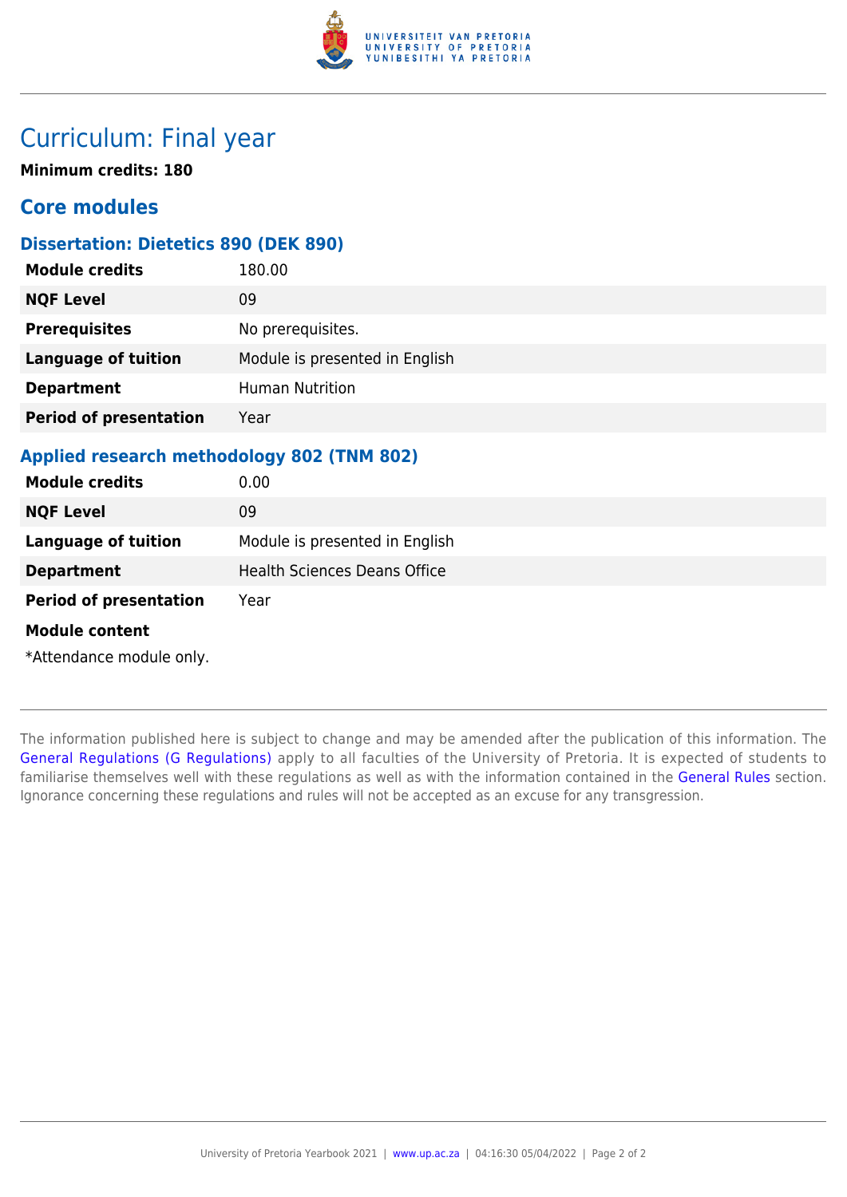# Curriculum: Final year

**Minimum credits: 180**

## Core modules

### Dissertation: Dietetics 890 (DEK 890)

| | |
|---|---|
| **Module credits** | 180.00 |
| **NQF Level** | 09 |
| **Prerequisites** | No prerequisites. |
| **Language of tuition** | Module is presented in English |
| **Department** | Human Nutrition |
| **Period of presentation** | Year |

### Applied research methodology 802 (TNM 802)

| | |
|---|---|
| **Module credits** | 0.00 |
| **NQF Level** | 09 |
| **Language of tuition** | Module is presented in English |
| **Department** | Health Sciences Deans Office |
| **Period of presentation** | Year |

**Module content**

*Attendance module only.

The information published here is subject to change and may be amended after the publication of this information. The General Regulations (G Regulations) apply to all faculties of the University of Pretoria. It is expected of students to familiarise themselves well with these regulations as well as with the information contained in the General Rules section. Ignorance concerning these regulations and rules will not be accepted as an excuse for any transgression.